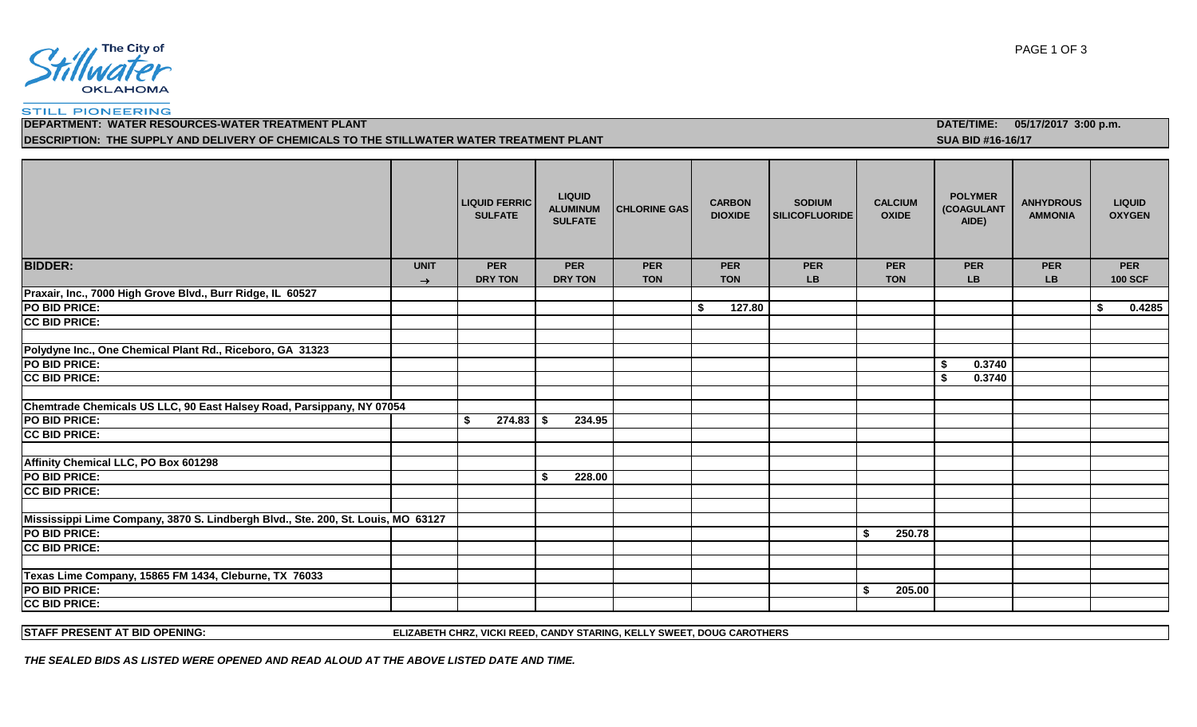The City of Stillwater OKLAHOMA

STILL PIONEERING

**DEPARTMENT: WATER RESOURCES-WATER TREATMENT PLANT** **DATE/TIME: 05/17/2017 3:00 p.m.**

**DESCRIPTION: THE SUPPLY AND DELIVERY OF CHEMICALS TO THE STILLWATER WATER TREATMENT PLANT** **SUA BID #16-16/17**

| | | LIQUID FERRIC SULFATE | LIQUID ALUMINUM SULFATE | CHLORINE GAS | CARBON DIOXIDE | SODIUM SILICOFLUORIDE | CALCIUM OXIDE | POLYMER (COAGULANT AIDE) | ANHYDROUS AMMONIA | LIQUID OXYGEN |
|---|---|---|---|---|---|---|---|---|---|---|
| **BIDDER:** | **UNIT →** | **PER DRY TON** | **PER DRY TON** | **PER TON** | **PER TON** | **PER LB** | **PER TON** | **PER LB** | **PER LB** | **PER 100 SCF** |
| **Praxair, Inc., 7000 High Grove Blvd., Burr Ridge, IL 60527** | | | | | | | | | | |
| **PO BID PRICE:** | | | | | $ 127.80 | | | | | $ 0.4285 |
| **CC BID PRICE:** | | | | | | | | | | |
| | | | | | | | | | | |
| **Polydyne Inc., One Chemical Plant Rd., Riceboro, GA 31323** | | | | | | | | | | |
| **PO BID PRICE:** | | | | | | | | $ 0.3740 | | |
| **CC BID PRICE:** | | | | | | | | $ 0.3740 | | |
| | | | | | | | | | | |
| **Chemtrade Chemicals US LLC, 90 East Halsey Road, Parsippany, NY 07054** | | | | | | | | | | |
| **PO BID PRICE:** | | $ 274.83 | $ 234.95 | | | | | | | |
| **CC BID PRICE:** | | | | | | | | | | |
| | | | | | | | | | | |
| **Affinity Chemical LLC, PO Box 601298** | | | | | | | | | | |
| **PO BID PRICE:** | | | $ 228.00 | | | | | | | |
| **CC BID PRICE:** | | | | | | | | | | |
| | | | | | | | | | | |
| **Mississippi Lime Company, 3870 S. Lindbergh Blvd., Ste. 200, St. Louis, MO 63127** | | | | | | | | | | |
| **PO BID PRICE:** | | | | | | | $ 250.78 | | | |
| **CC BID PRICE:** | | | | | | | | | | |
| | | | | | | | | | | |
| **Texas Lime Company, 15865 FM 1434, Cleburne, TX 76033** | | | | | | | | | | |
| **PO BID PRICE:** | | | | | | | $ 205.00 | | | |
| **CC BID PRICE:** | | | | | | | | | | |

**STAFF PRESENT AT BID OPENING:** **ELIZABETH CHRZ, VICKI REED, CANDY STARING, KELLY SWEET, DOUG CAROTHERS**

***THE SEALED BIDS AS LISTED WERE OPENED AND READ ALOUD AT THE ABOVE LISTED DATE AND TIME.***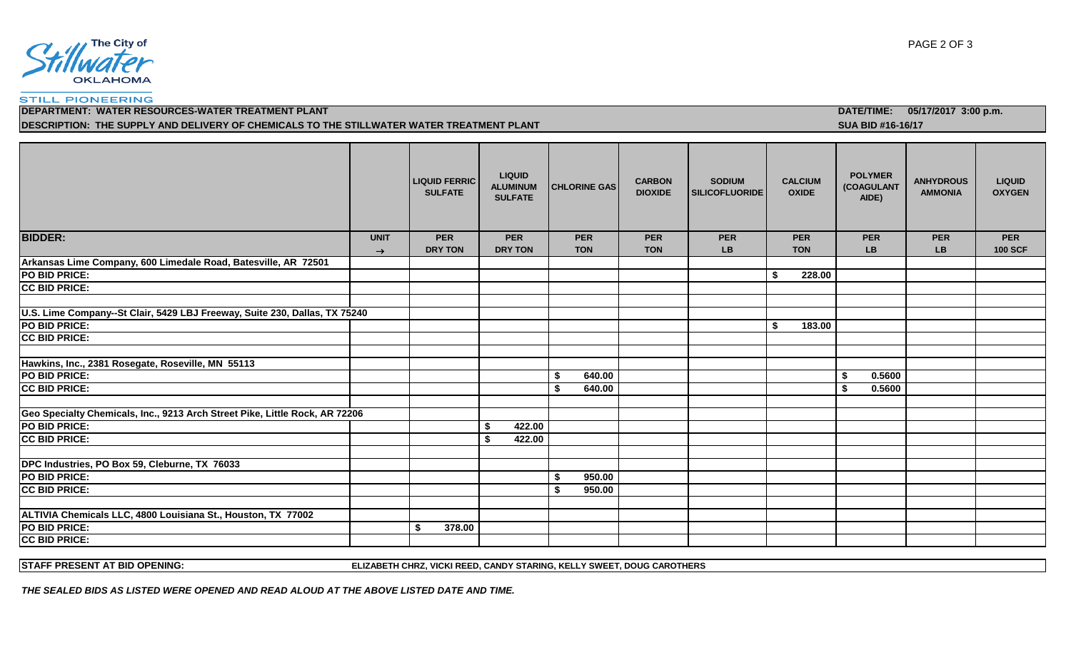The City of Stillwater OKLAHOMA

STILL PIONEERING

**DEPARTMENT: WATER RESOURCES-WATER TREATMENT PLANT** **DATE/TIME: 05/17/2017 3:00 p.m.**

**DESCRIPTION: THE SUPPLY AND DELIVERY OF CHEMICALS TO THE STILLWATER WATER TREATMENT PLANT** **SUA BID #16-16/17**

| | | LIQUID FERRIC SULFATE | LIQUID ALUMINUM SULFATE | CHLORINE GAS | CARBON DIOXIDE | SODIUM SILICOFLUORIDE | CALCIUM OXIDE | POLYMER (COAGULANT AIDE) | ANHYDROUS AMMONIA | LIQUID OXYGEN |
|---|---|---|---|---|---|---|---|---|---|---|
| **BIDDER:** | **UNIT →** | **PER DRY TON** | **PER DRY TON** | **PER TON** | **PER TON** | **PER LB** | **PER TON** | **PER LB** | **PER LB** | **PER 100 SCF** |
| **Arkansas Lime Company, 600 Limedale Road, Batesville, AR 72501** | | | | | | | | | | |
| **PO BID PRICE:** | | | | | | | $ 228.00 | | | |
| **CC BID PRICE:** | | | | | | | | | | |
| | | | | | | | | | | |
| **U.S. Lime Company--St Clair, 5429 LBJ Freeway, Suite 230, Dallas, TX 75240** | | | | | | | | | | |
| **PO BID PRICE:** | | | | | | | $ 183.00 | | | |
| **CC BID PRICE:** | | | | | | | | | | |
| | | | | | | | | | | |
| **Hawkins, Inc., 2381 Rosegate, Roseville, MN 55113** | | | | | | | | | | |
| **PO BID PRICE:** | | | | $ 640.00 | | | | $ 0.5600 | | |
| **CC BID PRICE:** | | | | $ 640.00 | | | | $ 0.5600 | | |
| | | | | | | | | | | |
| **Geo Specialty Chemicals, Inc., 9213 Arch Street Pike, Little Rock, AR 72206** | | | | | | | | | | |
| **PO BID PRICE:** | | | $ 422.00 | | | | | | | |
| **CC BID PRICE:** | | | $ 422.00 | | | | | | | |
| | | | | | | | | | | |
| **DPC Industries, PO Box 59, Cleburne, TX 76033** | | | | | | | | | | |
| **PO BID PRICE:** | | | | $ 950.00 | | | | | | |
| **CC BID PRICE:** | | | | $ 950.00 | | | | | | |
| | | | | | | | | | | |
| **ALTIVIA Chemicals LLC, 4800 Louisiana St., Houston, TX 77002** | | | | | | | | | | |
| **PO BID PRICE:** | | $ 378.00 | | | | | | | | |
| **CC BID PRICE:** | | | | | | | | | | |

**STAFF PRESENT AT BID OPENING:** **ELIZABETH CHRZ, VICKI REED, CANDY STARING, KELLY SWEET, DOUG CAROTHERS**

***THE SEALED BIDS AS LISTED WERE OPENED AND READ ALOUD AT THE ABOVE LISTED DATE AND TIME.***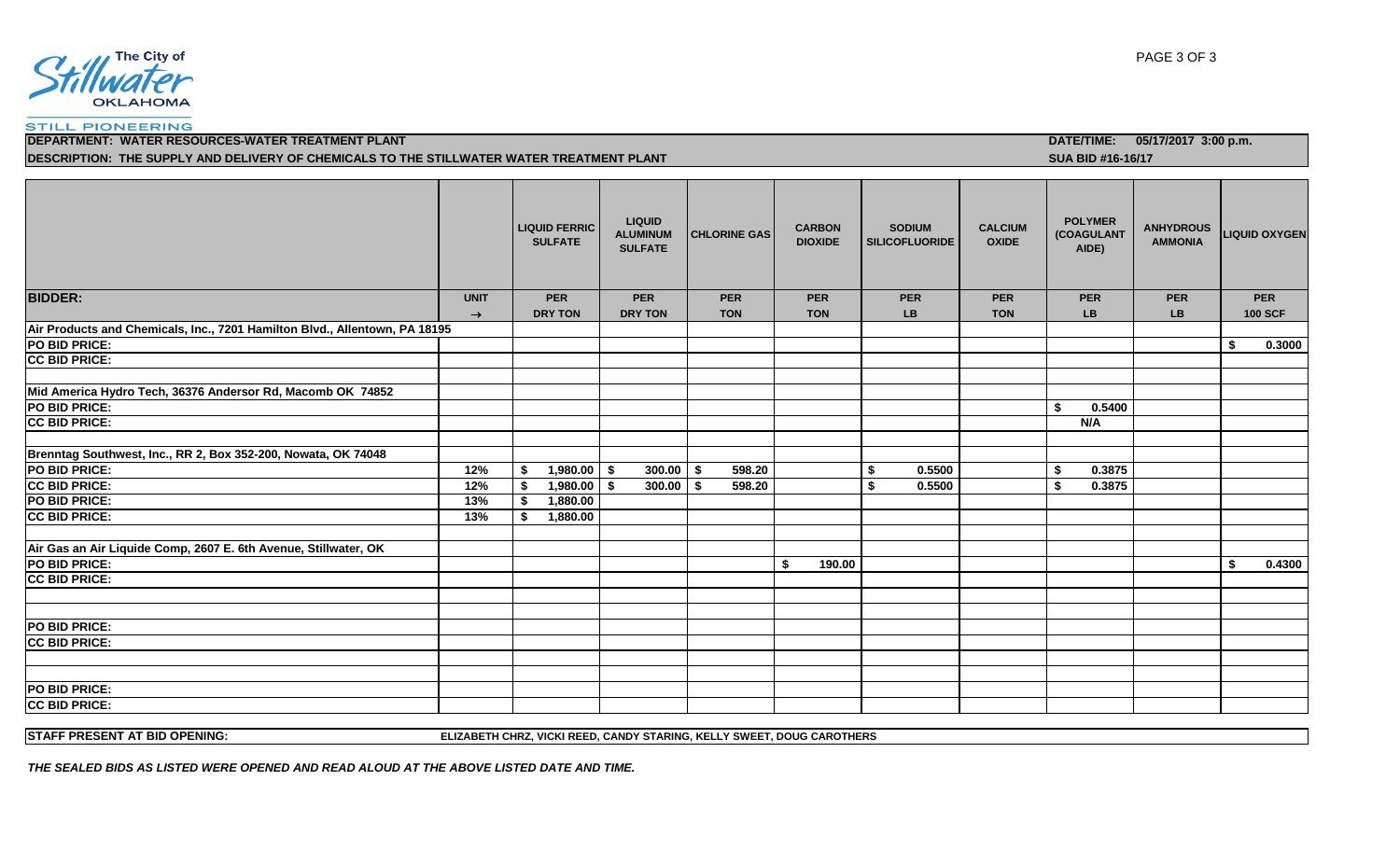The City of Stillwater OKLAHOMA

STILL PIONEERING

**DEPARTMENT: WATER RESOURCES-WATER TREATMENT PLANT** **DATE/TIME: 05/17/2017 3:00 p.m.**

**DESCRIPTION: THE SUPPLY AND DELIVERY OF CHEMICALS TO THE STILLWATER WATER TREATMENT PLANT** **SUA BID #16-16/17**

| | | LIQUID FERRIC SULFATE | LIQUID ALUMINUM SULFATE | CHLORINE GAS | CARBON DIOXIDE | SODIUM SILICOFLUORIDE | CALCIUM OXIDE | POLYMER (COAGULANT AIDE) | ANHYDROUS AMMONIA | LIQUID OXYGEN |
|---|---|---|---|---|---|---|---|---|---|---|
| **BIDDER:** | **UNIT →** | **PER DRY TON** | **PER DRY TON** | **PER TON** | **PER TON** | **PER LB** | **PER TON** | **PER LB** | **PER LB** | **PER 100 SCF** |
| **Air Products and Chemicals, Inc., 7201 Hamilton Blvd., Allentown, PA 18195** | | | | | | | | | | |
| **PO BID PRICE:** | | | | | | | | | | $ 0.3000 |
| **CC BID PRICE:** | | | | | | | | | | |
| | | | | | | | | | | |
| **Mid America Hydro Tech, 36376 Andersor Rd, Macomb OK 74852** | | | | | | | | | | |
| **PO BID PRICE:** | | | | | | | | $ 0.5400 | | |
| **CC BID PRICE:** | | | | | | | | N/A | | |
| | | | | | | | | | | |
| **Brenntag Southwest, Inc., RR 2, Box 352-200, Nowata, OK 74048** | | | | | | | | | | |
| **PO BID PRICE:** | 12% | $ 1,980.00 | $ 300.00 | $ 598.20 | | $ 0.5500 | | $ 0.3875 | | |
| **CC BID PRICE:** | 12% | $ 1,980.00 | $ 300.00 | $ 598.20 | | $ 0.5500 | | $ 0.3875 | | |
| **PO BID PRICE:** | 13% | $ 1,880.00 | | | | | | | | |
| **CC BID PRICE:** | 13% | $ 1,880.00 | | | | | | | | |
| | | | | | | | | | | |
| **Air Gas an Air Liquide Comp, 2607 E. 6th Avenue, Stillwater, OK** | | | | | | | | | | |
| **PO BID PRICE:** | | | | | $ 190.00 | | | | | $ 0.4300 |
| **CC BID PRICE:** | | | | | | | | | | |
| | | | | | | | | | | |
| | | | | | | | | | | |
| **PO BID PRICE:** | | | | | | | | | | |
| **CC BID PRICE:** | | | | | | | | | | |
| | | | | | | | | | | |
| | | | | | | | | | | |
| **PO BID PRICE:** | | | | | | | | | | |
| **CC BID PRICE:** | | | | | | | | | | |

**STAFF PRESENT AT BID OPENING:** **ELIZABETH CHRZ, VICKI REED, CANDY STARING, KELLY SWEET, DOUG CAROTHERS**

***THE SEALED BIDS AS LISTED WERE OPENED AND READ ALOUD AT THE ABOVE LISTED DATE AND TIME.***